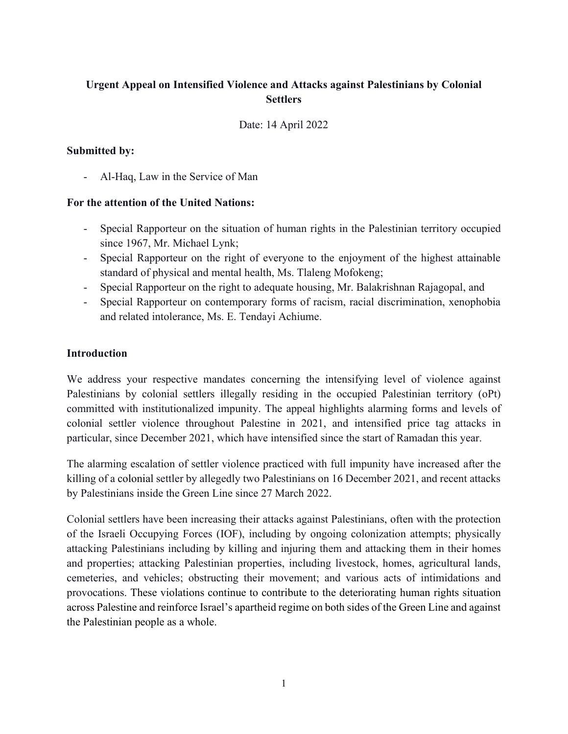# Urgent Appeal on Intensified Violence and Attacks against Palestinians by Colonial Settlers

Date: 14 April 2022

**Submitted by:**

- Al-Haq, Law in the Service of Man

**For the attention of the United Nations:**

- Special Rapporteur on the situation of human rights in the Palestinian territory occupied since 1967, Mr. Michael Lynk;
- Special Rapporteur on the right of everyone to the enjoyment of the highest attainable standard of physical and mental health, Ms. Tlaleng Mofokeng;
- Special Rapporteur on the right to adequate housing, Mr. Balakrishnan Rajagopal, and
- Special Rapporteur on contemporary forms of racism, racial discrimination, xenophobia and related intolerance, Ms. E. Tendayi Achiume.

## Introduction

We address your respective mandates concerning the intensifying level of violence against Palestinians by colonial settlers illegally residing in the occupied Palestinian territory (oPt) committed with institutionalized impunity. The appeal highlights alarming forms and levels of colonial settler violence throughout Palestine in 2021, and intensified price tag attacks in particular, since December 2021, which have intensified since the start of Ramadan this year.

The alarming escalation of settler violence practiced with full impunity have increased after the killing of a colonial settler by allegedly two Palestinians on 16 December 2021, and recent attacks by Palestinians inside the Green Line since 27 March 2022.

Colonial settlers have been increasing their attacks against Palestinians, often with the protection of the Israeli Occupying Forces (IOF), including by ongoing colonization attempts; physically attacking Palestinians including by killing and injuring them and attacking them in their homes and properties; attacking Palestinian properties, including livestock, homes, agricultural lands, cemeteries, and vehicles; obstructing their movement; and various acts of intimidations and provocations. These violations continue to contribute to the deteriorating human rights situation across Palestine and reinforce Israel's apartheid regime on both sides of the Green Line and against the Palestinian people as a whole.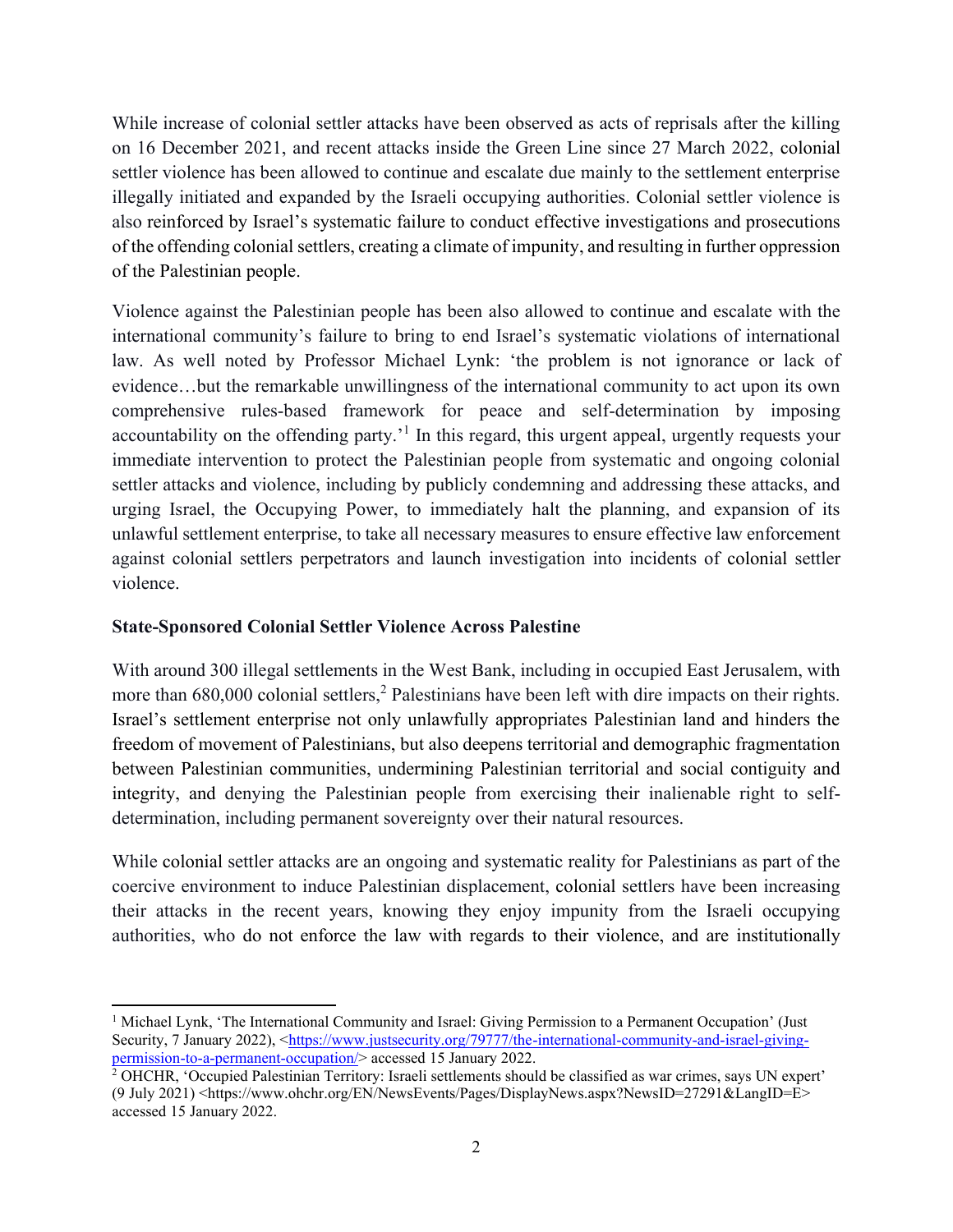While increase of colonial settler attacks have been observed as acts of reprisals after the killing on 16 December 2021, and recent attacks inside the Green Line since 27 March 2022, colonial settler violence has been allowed to continue and escalate due mainly to the settlement enterprise illegally initiated and expanded by the Israeli occupying authorities. Colonial settler violence is also reinforced by Israel's systematic failure to conduct effective investigations and prosecutions of the offending colonial settlers, creating a climate of impunity, and resulting in further oppression of the Palestinian people.

Violence against the Palestinian people has been also allowed to continue and escalate with the international community's failure to bring to end Israel's systematic violations of international law. As well noted by Professor Michael Lynk: 'the problem is not ignorance or lack of evidence…but the remarkable unwillingness of the international community to act upon its own comprehensive rules-based framework for peace and self-determination by imposing accountability on the offending party.'[1] In this regard, this urgent appeal, urgently requests your immediate intervention to protect the Palestinian people from systematic and ongoing colonial settler attacks and violence, including by publicly condemning and addressing these attacks, and urging Israel, the Occupying Power, to immediately halt the planning, and expansion of its unlawful settlement enterprise, to take all necessary measures to ensure effective law enforcement against colonial settlers perpetrators and launch investigation into incidents of colonial settler violence.

**State-Sponsored Colonial Settler Violence Across Palestine**

With around 300 illegal settlements in the West Bank, including in occupied East Jerusalem, with more than 680,000 colonial settlers,[2] Palestinians have been left with dire impacts on their rights. Israel's settlement enterprise not only unlawfully appropriates Palestinian land and hinders the freedom of movement of Palestinians, but also deepens territorial and demographic fragmentation between Palestinian communities, undermining Palestinian territorial and social contiguity and integrity, and denying the Palestinian people from exercising their inalienable right to self-determination, including permanent sovereignty over their natural resources.

While colonial settler attacks are an ongoing and systematic reality for Palestinians as part of the coercive environment to induce Palestinian displacement, colonial settlers have been increasing their attacks in the recent years, knowing they enjoy impunity from the Israeli occupying authorities, who do not enforce the law with regards to their violence, and are institutionally

---

[1] Michael Lynk, 'The International Community and Israel: Giving Permission to a Permanent Occupation' (Just Security, 7 January 2022), <https://www.justsecurity.org/79777/the-international-community-and-israel-giving-permission-to-a-permanent-occupation/> accessed 15 January 2022.

[2] OHCHR, 'Occupied Palestinian Territory: Israeli settlements should be classified as war crimes, says UN expert' (9 July 2021) <https://www.ohchr.org/EN/NewsEvents/Pages/DisplayNews.aspx?NewsID=27291&LangID=E> accessed 15 January 2022.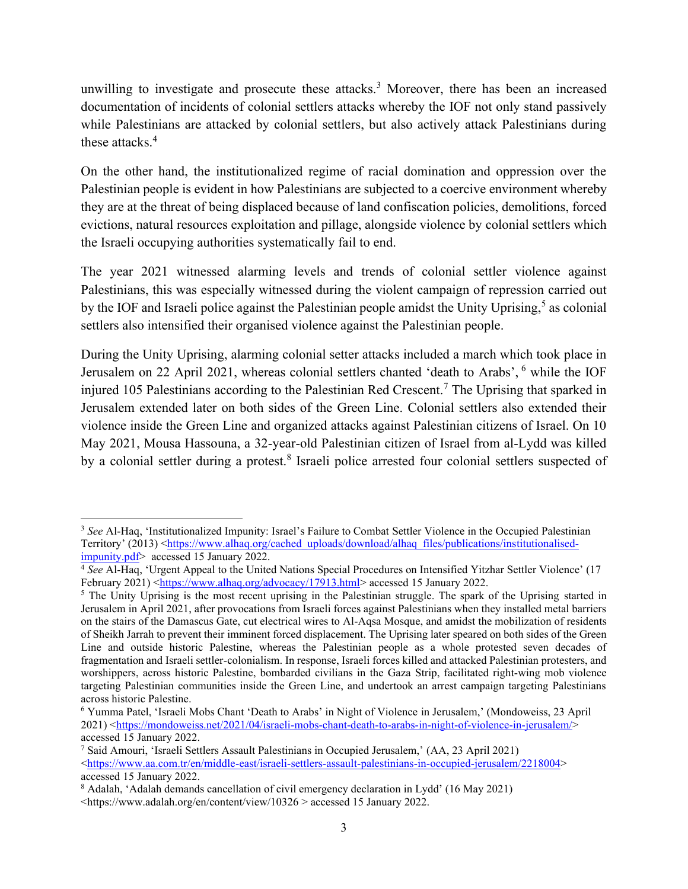unwilling to investigate and prosecute these attacks.[3] Moreover, there has been an increased documentation of incidents of colonial settlers attacks whereby the IOF not only stand passively while Palestinians are attacked by colonial settlers, but also actively attack Palestinians during these attacks.[4]

On the other hand, the institutionalized regime of racial domination and oppression over the Palestinian people is evident in how Palestinians are subjected to a coercive environment whereby they are at the threat of being displaced because of land confiscation policies, demolitions, forced evictions, natural resources exploitation and pillage, alongside violence by colonial settlers which the Israeli occupying authorities systematically fail to end.

The year 2021 witnessed alarming levels and trends of colonial settler violence against Palestinians, this was especially witnessed during the violent campaign of repression carried out by the IOF and Israeli police against the Palestinian people amidst the Unity Uprising,[5] as colonial settlers also intensified their organised violence against the Palestinian people.

During the Unity Uprising, alarming colonial setter attacks included a march which took place in Jerusalem on 22 April 2021, whereas colonial settlers chanted 'death to Arabs', [6] while the IOF injured 105 Palestinians according to the Palestinian Red Crescent.[7] The Uprising that sparked in Jerusalem extended later on both sides of the Green Line. Colonial settlers also extended their violence inside the Green Line and organized attacks against Palestinian citizens of Israel. On 10 May 2021, Mousa Hassouna, a 32-year-old Palestinian citizen of Israel from al-Lydd was killed by a colonial settler during a protest.[8] Israeli police arrested four colonial settlers suspected of

---

[3] *See* Al-Haq, 'Institutionalized Impunity: Israel's Failure to Combat Settler Violence in the Occupied Palestinian Territory' (2013) <https://www.alhaq.org/cached_uploads/download/alhaq_files/publications/institutionalised-impunity.pdf> accessed 15 January 2022.

[4] *See* Al-Haq, 'Urgent Appeal to the United Nations Special Procedures on Intensified Yitzhar Settler Violence' (17 February 2021) <https://www.alhaq.org/advocacy/17913.html> accessed 15 January 2022.

[5] The Unity Uprising is the most recent uprising in the Palestinian struggle. The spark of the Uprising started in Jerusalem in April 2021, after provocations from Israeli forces against Palestinians when they installed metal barriers on the stairs of the Damascus Gate, cut electrical wires to Al-Aqsa Mosque, and amidst the mobilization of residents of Sheikh Jarrah to prevent their imminent forced displacement. The Uprising later speared on both sides of the Green Line and outside historic Palestine, whereas the Palestinian people as a whole protested seven decades of fragmentation and Israeli settler-colonialism. In response, Israeli forces killed and attacked Palestinian protesters, and worshippers, across historic Palestine, bombarded civilians in the Gaza Strip, facilitated right-wing mob violence targeting Palestinian communities inside the Green Line, and undertook an arrest campaign targeting Palestinians across historic Palestine.

[6] Yumma Patel, 'Israeli Mobs Chant 'Death to Arabs' in Night of Violence in Jerusalem,' (Mondoweiss, 23 April 2021) <https://mondoweiss.net/2021/04/israeli-mobs-chant-death-to-arabs-in-night-of-violence-in-jerusalem/> accessed 15 January 2022.

[7] Said Amouri, 'Israeli Settlers Assault Palestinians in Occupied Jerusalem,' (AA, 23 April 2021) <https://www.aa.com.tr/en/middle-east/israeli-settlers-assault-palestinians-in-occupied-jerusalem/2218004> accessed 15 January 2022.

[8] Adalah, 'Adalah demands cancellation of civil emergency declaration in Lydd' (16 May 2021) <https://www.adalah.org/en/content/view/10326 > accessed 15 January 2022.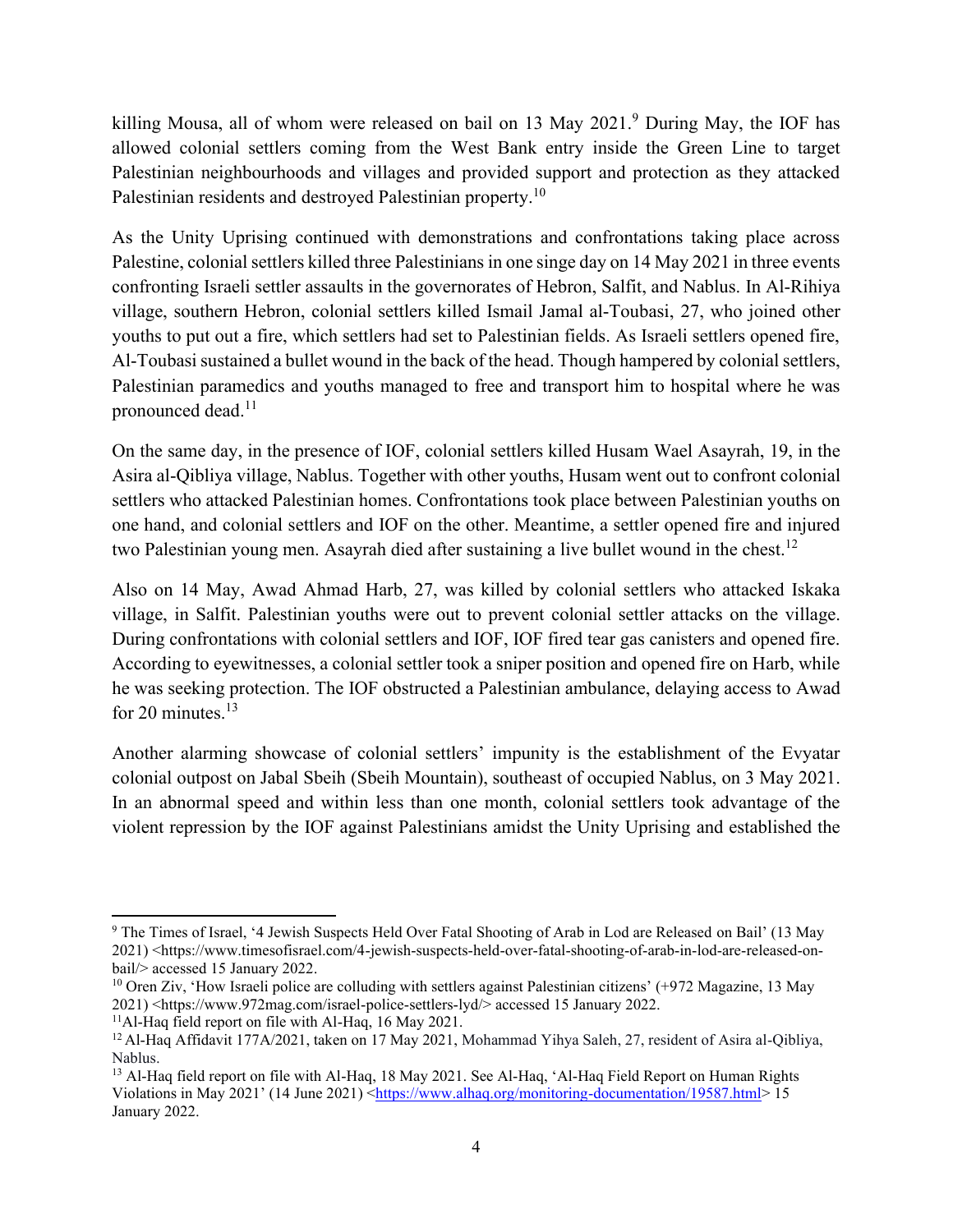killing Mousa, all of whom were released on bail on 13 May 2021.[9] During May, the IOF has allowed colonial settlers coming from the West Bank entry inside the Green Line to target Palestinian neighbourhoods and villages and provided support and protection as they attacked Palestinian residents and destroyed Palestinian property.[10]

As the Unity Uprising continued with demonstrations and confrontations taking place across Palestine, colonial settlers killed three Palestinians in one singe day on 14 May 2021 in three events confronting Israeli settler assaults in the governorates of Hebron, Salfit, and Nablus. In Al-Rihiya village, southern Hebron, colonial settlers killed Ismail Jamal al-Toubasi, 27, who joined other youths to put out a fire, which settlers had set to Palestinian fields. As Israeli settlers opened fire, Al-Toubasi sustained a bullet wound in the back of the head. Though hampered by colonial settlers, Palestinian paramedics and youths managed to free and transport him to hospital where he was pronounced dead.[11]

On the same day, in the presence of IOF, colonial settlers killed Husam Wael Asayrah, 19, in the Asira al-Qibliya village, Nablus. Together with other youths, Husam went out to confront colonial settlers who attacked Palestinian homes. Confrontations took place between Palestinian youths on one hand, and colonial settlers and IOF on the other. Meantime, a settler opened fire and injured two Palestinian young men. Asayrah died after sustaining a live bullet wound in the chest.[12]

Also on 14 May, Awad Ahmad Harb, 27, was killed by colonial settlers who attacked Iskaka village, in Salfit. Palestinian youths were out to prevent colonial settler attacks on the village. During confrontations with colonial settlers and IOF, IOF fired tear gas canisters and opened fire. According to eyewitnesses, a colonial settler took a sniper position and opened fire on Harb, while he was seeking protection. The IOF obstructed a Palestinian ambulance, delaying access to Awad for 20 minutes.[13]

Another alarming showcase of colonial settlers' impunity is the establishment of the Evyatar colonial outpost on Jabal Sbeih (Sbeih Mountain), southeast of occupied Nablus, on 3 May 2021. In an abnormal speed and within less than one month, colonial settlers took advantage of the violent repression by the IOF against Palestinians amidst the Unity Uprising and established the

---

[9] The Times of Israel, '4 Jewish Suspects Held Over Fatal Shooting of Arab in Lod are Released on Bail' (13 May 2021) <https://www.timesofisrael.com/4-jewish-suspects-held-over-fatal-shooting-of-arab-in-lod-are-released-on-bail/> accessed 15 January 2022.

[10] Oren Ziv, 'How Israeli police are colluding with settlers against Palestinian citizens' (+972 Magazine, 13 May 2021) <https://www.972mag.com/israel-police-settlers-lyd/> accessed 15 January 2022.

[11] Al-Haq field report on file with Al-Haq, 16 May 2021.

[12] Al-Haq Affidavit 177A/2021, taken on 17 May 2021, Mohammad Yihya Saleh, 27, resident of Asira al-Qibliya, Nablus.

[13] Al-Haq field report on file with Al-Haq, 18 May 2021. See Al-Haq, 'Al-Haq Field Report on Human Rights Violations in May 2021' (14 June 2021) <https://www.alhaq.org/monitoring-documentation/19587.html> 15 January 2022.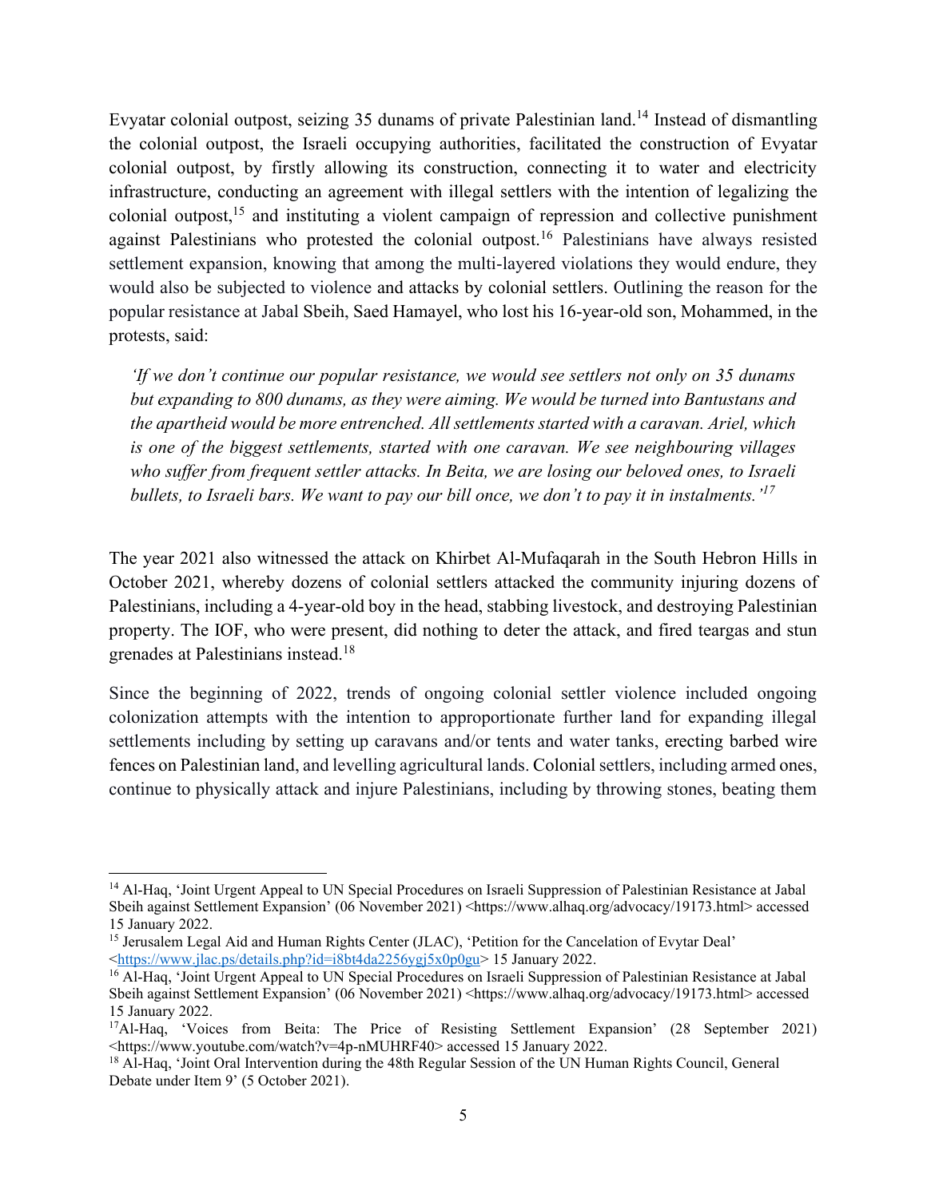Evyatar colonial outpost, seizing 35 dunams of private Palestinian land.[14] Instead of dismantling the colonial outpost, the Israeli occupying authorities, facilitated the construction of Evyatar colonial outpost, by firstly allowing its construction, connecting it to water and electricity infrastructure, conducting an agreement with illegal settlers with the intention of legalizing the colonial outpost,[15] and instituting a violent campaign of repression and collective punishment against Palestinians who protested the colonial outpost.[16] Palestinians have always resisted settlement expansion, knowing that among the multi-layered violations they would endure, they would also be subjected to violence and attacks by colonial settlers. Outlining the reason for the popular resistance at Jabal Sbeih, Saed Hamayel, who lost his 16-year-old son, Mohammed, in the protests, said:

> *'If we don't continue our popular resistance, we would see settlers not only on 35 dunams but expanding to 800 dunams, as they were aiming. We would be turned into Bantustans and the apartheid would be more entrenched. All settlements started with a caravan. Ariel, which is one of the biggest settlements, started with one caravan. We see neighbouring villages who suffer from frequent settler attacks. In Beita, we are losing our beloved ones, to Israeli bullets, to Israeli bars. We want to pay our bill once, we don't to pay it in instalments.'*[17]

The year 2021 also witnessed the attack on Khirbet Al-Mufaqarah in the South Hebron Hills in October 2021, whereby dozens of colonial settlers attacked the community injuring dozens of Palestinians, including a 4-year-old boy in the head, stabbing livestock, and destroying Palestinian property. The IOF, who were present, did nothing to deter the attack, and fired teargas and stun grenades at Palestinians instead.[18]

Since the beginning of 2022, trends of ongoing colonial settler violence included ongoing colonization attempts with the intention to approportionate further land for expanding illegal settlements including by seting up caravans and/or tents and water tanks, erecting barbed wire fences on Palestinian land, and levelling agricultural lands. Colonial settlers, including armed ones, continue to physically attack and injure Palestinians, including by throwing stones, beating them

---

[14] Al-Haq, 'Joint Urgent Appeal to UN Special Procedures on Israeli Suppression of Palestinian Resistance at Jabal Sbeih against Settlement Expansion' (06 November 2021) <https://www.alhaq.org/advocacy/19173.html> accessed 15 January 2022.

[15] Jerusalem Legal Aid and Human Rights Center (JLAC), 'Petition for the Cancelation of Evytar Deal' <https://www.jlac.ps/details.php?id=i8bt4da2256ygj5x0p0gu> 15 January 2022.

[16] Al-Haq, 'Joint Urgent Appeal to UN Special Procedures on Israeli Suppression of Palestinian Resistance at Jabal Sbeih against Settlement Expansion' (06 November 2021) <https://www.alhaq.org/advocacy/19173.html> accessed 15 January 2022.

[17] Al-Haq, 'Voices from Beita: The Price of Resisting Settlement Expansion' (28 September 2021) <https://www.youtube.com/watch?v=4p-nMUHRF40> accessed 15 January 2022.

[18] Al-Haq, 'Joint Oral Intervention during the 48th Regular Session of the UN Human Rights Council, General Debate under Item 9' (5 October 2021).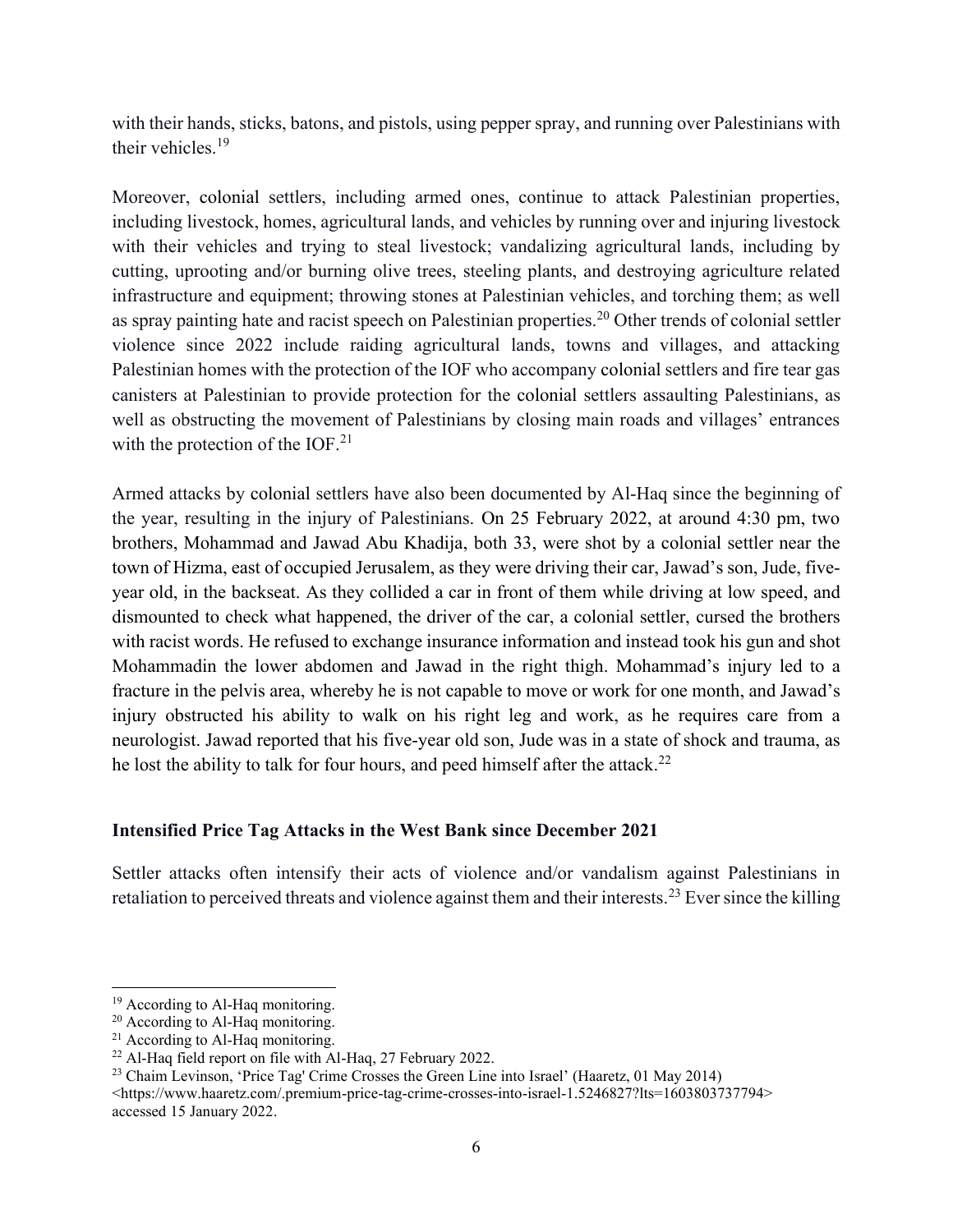with their hands, sticks, batons, and pistols, using pepper spray, and running over Palestinians with their vehicles.[19]

Moreover, colonial settlers, including armed ones, continue to attack Palestinian properties, including livestock, homes, agricultural lands, and vehicles by running over and injuring livestock with their vehicles and trying to steal livestock; vandalizing agricultural lands, including by cutting, uprooting and/or burning olive trees, steeling plants, and destroying agriculture related infrastructure and equipment; throwing stones at Palestinian vehicles, and torching them; as well as spray painting hate and racist speech on Palestinian properties.[20] Other trends of colonial settler violence since 2022 include raiding agricultural lands, towns and villages, and attacking Palestinian homes with the protection of the IOF who accompany colonial settlers and fire tear gas canisters at Palestinian to provide protection for the colonial settlers assaulting Palestinians, as well as obstructing the movement of Palestinians by closing main roads and villages' entrances with the protection of the IOF.[21]

Armed attacks by colonial settlers have also been documented by Al-Haq since the beginning of the year, resulting in the injury of Palestinians. On 25 February 2022, at around 4:30 pm, two brothers, Mohammad and Jawad Abu Khadija, both 33, were shot by a colonial settler near the town of Hizma, east of occupied Jerusalem, as they were driving their car, Jawad's son, Jude, five-year old, in the backseat. As they collided a car in front of them while driving at low speed, and dismounted to check what happened, the driver of the car, a colonial settler, cursed the brothers with racist words. He refused to exchange insurance information and instead took his gun and shot Mohammadin the lower abdomen and Jawad in the right thigh. Mohammad's injury led to a fracture in the pelvis area, whereby he is not capable to move or work for one month, and Jawad's injury obstructed his ability to walk on his right leg and work, as he requires care from a neurologist. Jawad reported that his five-year old son, Jude was in a state of shock and trauma, as he lost the ability to talk for four hours, and peed himself after the attack.[22]

### Intensified Price Tag Attacks in the West Bank since December 2021

Settler attacks often intensify their acts of violence and/or vandalism against Palestinians in retaliation to perceived threats and violence against them and their interests.[23] Ever since the killing

---

[19] According to Al-Haq monitoring.

[20] According to Al-Haq monitoring.

[21] According to Al-Haq monitoring.

[22] Al-Haq field report on file with Al-Haq, 27 February 2022.

[23] Chaim Levinson, 'Price Tag' Crime Crosses the Green Line into Israel' (Haaretz, 01 May 2014) <https://www.haaretz.com/.premium-price-tag-crime-crosses-into-israel-1.5246827?lts=1603803737794> accessed 15 January 2022.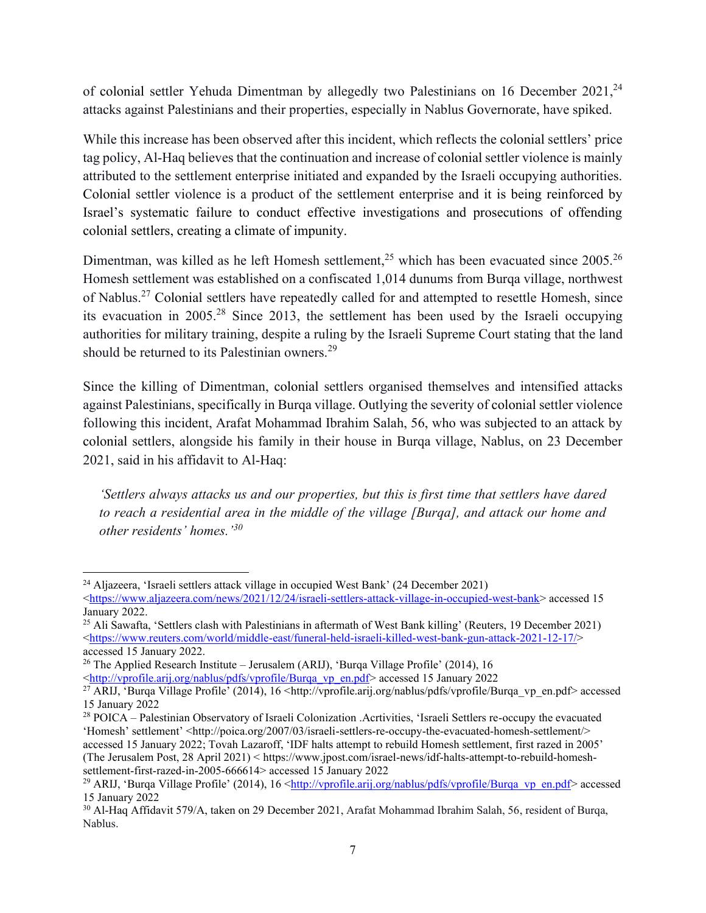of colonial settler Yehuda Dimentman by allegedly two Palestinians on 16 December 2021,[24] attacks against Palestinians and their properties, especially in Nablus Governorate, have spiked.

While this increase has been observed after this incident, which reflects the colonial settlers' price tag policy, Al-Haq believes that the continuation and increase of colonial settler violence is mainly attributed to the settlement enterprise initiated and expanded by the Israeli occupying authorities. Colonial settler violence is a product of the settlement enterprise and it is being reinforced by Israel's systematic failure to conduct effective investigations and prosecutions of offending colonial settlers, creating a climate of impunity.

Dimentman, was killed as he left Homesh settlement,[25] which has been evacuated since 2005.[26] Homesh settlement was established on a confiscated 1,014 dunums from Burqa village, northwest of Nablus.[27] Colonial settlers have repeatedly called for and attempted to resettle Homesh, since its evacuation in 2005.[28] Since 2013, the settlement has been used by the Israeli occupying authorities for military training, despite a ruling by the Israeli Supreme Court stating that the land should be returned to its Palestinian owners.[29]

Since the killing of Dimentman, colonial settlers organised themselves and intensified attacks against Palestinians, specifically in Burqa village. Outlying the severity of colonial settler violence following this incident, Arafat Mohammad Ibrahim Salah, 56, who was subjected to an attack by colonial settlers, alongside his family in their house in Burqa village, Nablus, on 23 December 2021, said in his affidavit to Al-Haq:

> *'Settlers always attacks us and our properties, but this is first time that settlers have dared to reach a residential area in the middle of the village [Burqa], and attack our home and other residents' homes.'*[30]

---

[24] Aljazeera, 'Israeli settlers attack village in occupied West Bank' (24 December 2021) <https://www.aljazeera.com/news/2021/12/24/israeli-settlers-attack-village-in-occupied-west-bank> accessed 15 January 2022.

[25] Ali Sawafta, 'Settlers clash with Palestinians in aftermath of West Bank killing' (Reuters, 19 December 2021) <https://www.reuters.com/world/middle-east/funeral-held-israeli-killed-west-bank-gun-attack-2021-12-17/> accessed 15 January 2022.

[26] The Applied Research Institute – Jerusalem (ARIJ), 'Burqa Village Profile' (2014), 16 <http://vprofile.arij.org/nablus/pdfs/vprofile/Burqa_vp_en.pdf> accessed 15 January 2022

[27] ARIJ, 'Burqa Village Profile' (2014), 16 <http://vprofile.arij.org/nablus/pdfs/vprofile/Burqa_vp_en.pdf> accessed 15 January 2022

[28] POICA – Palestinian Observatory of Israeli Colonization .Acrtivities, 'Israeli Settlers re-occupy the evacuated 'Homesh' settlement' <http://poica.org/2007/03/israeli-settlers-re-occupy-the-evacuated-homesh-settlement/> accessed 15 January 2022; Tovah Lazaroff, 'IDF halts attempt to rebuild Homesh settlement, first razed in 2005' (The Jerusalem Post, 28 April 2021) < https://www.jpost.com/israel-news/idf-halts-attempt-to-rebuild-homesh-settlement-first-razed-in-2005-666614> accessed 15 January 2022

[29] ARIJ, 'Burqa Village Profile' (2014), 16 <http://vprofile.arij.org/nablus/pdfs/vprofile/Burqa_vp_en.pdf> accessed 15 January 2022

[30] Al-Haq Affidavit 579/A, taken on 29 December 2021, Arafat Mohammad Ibrahim Salah, 56, resident of Burqa, Nablus.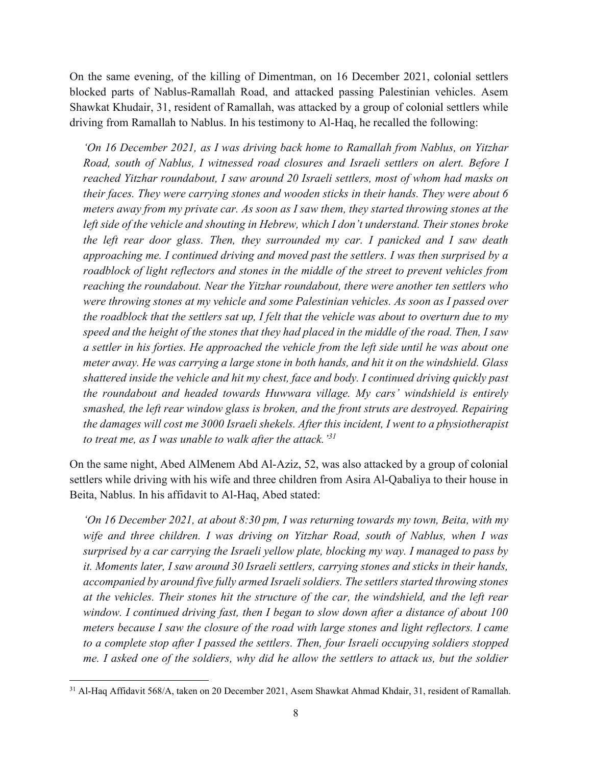On the same evening, of the killing of Dimentman, on 16 December 2021, colonial settlers blocked parts of Nablus-Ramallah Road, and attacked passing Palestinian vehicles. Asem Shawkat Khudair, 31, resident of Ramallah, was attacked by a group of colonial settlers while driving from Ramallah to Nablus. In his testimony to Al-Haq, he recalled the following:

> *'On 16 December 2021, as I was driving back home to Ramallah from Nablus, on Yitzhar Road, south of Nablus, I witnessed road closures and Israeli settlers on alert. Before I reached Yitzhar roundabout, I saw around 20 Israeli settlers, most of whom had masks on their faces. They were carrying stones and wooden sticks in their hands. They were about 6 meters away from my private car. As soon as I saw them, they started throwing stones at the left side of the vehicle and shouting in Hebrew, which I don't understand. Their stones broke the left rear door glass. Then, they surrounded my car. I panicked and I saw death approaching me. I continued driving and moved past the settlers. I was then surprised by a roadblock of light reflectors and stones in the middle of the street to prevent vehicles from reaching the roundabout. Near the Yitzhar roundabout, there were another ten settlers who were throwing stones at my vehicle and some Palestinian vehicles. As soon as I passed over the roadblock that the settlers sat up, I felt that the vehicle was about to overturn due to my speed and the height of the stones that they had placed in the middle of the road. Then, I saw a settler in his forties. He approached the vehicle from the left side until he was about one meter away. He was carrying a large stone in both hands, and hit it on the windshield. Glass shattered inside the vehicle and hit my chest, face and body. I continued driving quickly past the roundabout and headed towards Huwwara village. My cars' windshield is entirely smashed, the left rear window glass is broken, and the front struts are destroyed. Repairing the damages will cost me 3000 Israeli shekels. After this incident, I went to a physiotherapist to treat me, as I was unable to walk after the attack.'*[31]

On the same night, Abed AlMenem Abd Al-Aziz, 52, was also attacked by a group of colonial settlers while driving with his wife and three children from Asira Al-Qabaliya to their house in Beita, Nablus. In his affidavit to Al-Haq, Abed stated:

> *'On 16 December 2021, at about 8:30 pm, I was returning towards my town, Beita, with my wife and three children. I was driving on Yitzhar Road, south of Nablus, when I was surprised by a car carrying the Israeli yellow plate, blocking my way. I managed to pass by it. Moments later, I saw around 30 Israeli settlers, carrying stones and sticks in their hands, accompanied by around five fully armed Israeli soldiers. The settlers started throwing stones at the vehicles. Their stones hit the structure of the car, the windshield, and the left rear window. I continued driving fast, then I began to slow down after a distance of about 100 meters because I saw the closure of the road with large stones and light reflectors. I came to a complete stop after I passed the settlers. Then, four Israeli occupying soldiers stopped me. I asked one of the soldiers, why did he allow the settlers to attack us, but the soldier*

---

[31] Al-Haq Affidavit 568/A, taken on 20 December 2021, Asem Shawkat Ahmad Khdair, 31, resident of Ramallah.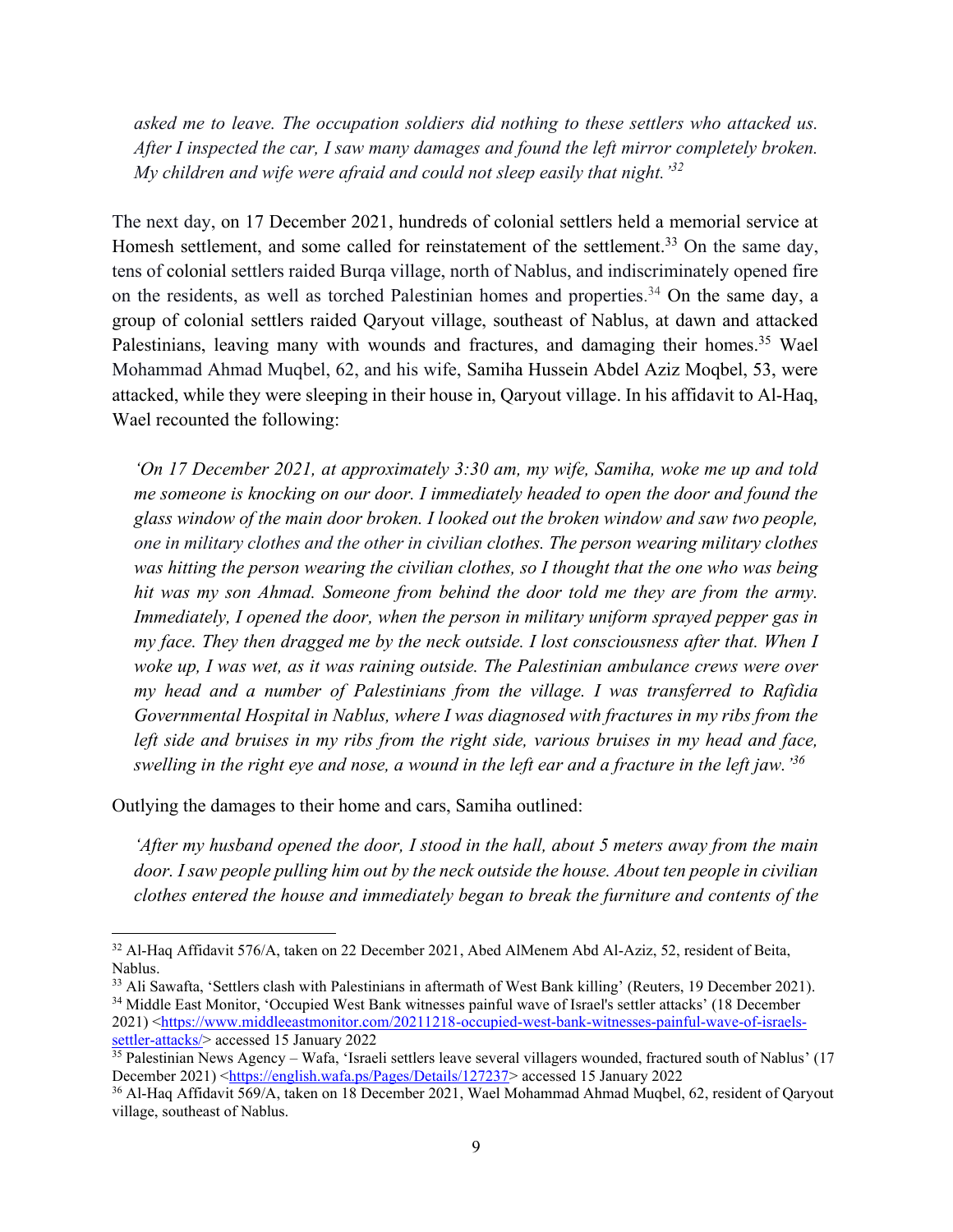*asked me to leave. The occupation soldiers did nothing to these settlers who attacked us. After I inspected the car, I saw many damages and found the left mirror completely broken. My children and wife were afraid and could not sleep easily that night.'*[32]

The next day, on 17 December 2021, hundreds of colonial settlers held a memorial service at Homesh settlement, and some called for reinstatement of the settlement.[33] On the same day, tens of colonial settlers raided Burqa village, north of Nablus, and indiscriminately opened fire on the residents, as well as torched Palestinian homes and properties.[34] On the same day, a group of colonial settlers raided Qaryout village, southeast of Nablus, at dawn and attacked Palestinians, leaving many with wounds and fractures, and damaging their homes.[35] Wael Mohammad Ahmad Muqbel, 62, and his wife, Samiha Hussein Abdel Aziz Moqbel, 53, were attacked, while they were sleeping in their house in, Qaryout village. In his affidavit to Al-Haq, Wael recounted the following:

> *'On 17 December 2021, at approximately 3:30 am, my wife, Samiha, woke me up and told me someone is knocking on our door. I immediately headed to open the door and found the glass window of the main door broken. I looked out the broken window and saw two people, one in military clothes and the other in civilian clothes. The person wearing military clothes was hitting the person wearing the civilian clothes, so I thought that the one who was being hit was my son Ahmad. Someone from behind the door told me they are from the army. Immediately, I opened the door, when the person in military uniform sprayed pepper gas in my face. They then dragged me by the neck outside. I lost consciousness after that. When I woke up, I was wet, as it was raining outside. The Palestinian ambulance crews were over my head and a number of Palestinians from the village. I was transferred to Rafidia Governmental Hospital in Nablus, where I was diagnosed with fractures in my ribs from the left side and bruises in my ribs from the right side, various bruises in my head and face, swelling in the right eye and nose, a wound in the left ear and a fracture in the left jaw.'*[36]

Outlying the damages to their home and cars, Samiha outlined:

> *'After my husband opened the door, I stood in the hall, about 5 meters away from the main door. I saw people pulling him out by the neck outside the house. About ten people in civilian clothes entered the house and immediately began to break the furniture and contents of the*

---

[32] Al-Haq Affidavit 576/A, taken on 22 December 2021, Abed AlMenem Abd Al-Aziz, 52, resident of Beita, Nablus.

[33] Ali Sawafta, 'Settlers clash with Palestinians in aftermath of West Bank killing' (Reuters, 19 December 2021).

[34] Middle East Monitor, 'Occupied West Bank witnesses painful wave of Israel's settler attacks' (18 December 2021) <https://www.middleeastmonitor.com/20211218-occupied-west-bank-witnesses-painful-wave-of-israels-settler-attacks/> accessed 15 January 2022

[35] Palestinian News Agency – Wafa, 'Israeli settlers leave several villagers wounded, fractured south of Nablus' (17 December 2021) <https://english.wafa.ps/Pages/Details/127237> accessed 15 January 2022

[36] Al-Haq Affidavit 569/A, taken on 18 December 2021, Wael Mohammad Ahmad Muqbel, 62, resident of Qaryout village, southeast of Nablus.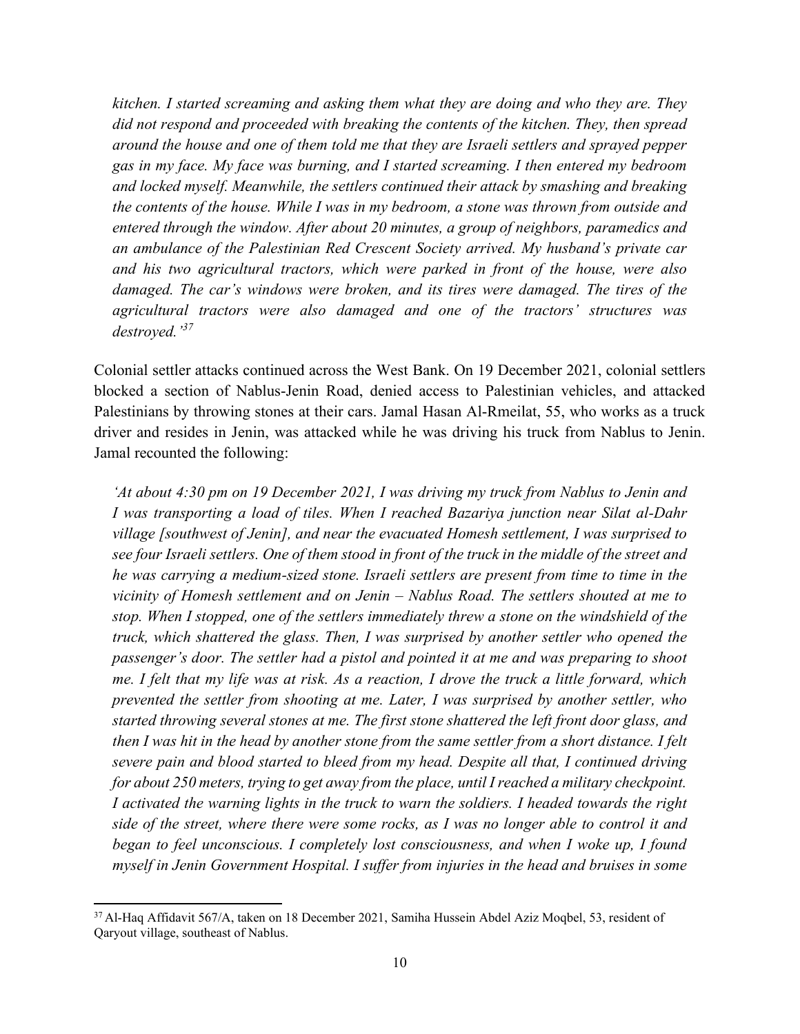*kitchen. I started screaming and asking them what they are doing and who they are. They did not respond and proceeded with breaking the contents of the kitchen. They, then spread around the house and one of them told me that they are Israeli settlers and sprayed pepper gas in my face. My face was burning, and I started screaming. I then entered my bedroom and locked myself. Meanwhile, the settlers continued their attack by smashing and breaking the contents of the house. While I was in my bedroom, a stone was thrown from outside and entered through the window. After about 20 minutes, a group of neighbors, paramedics and an ambulance of the Palestinian Red Crescent Society arrived. My husband's private car and his two agricultural tractors, which were parked in front of the house, were also damaged. The car's windows were broken, and its tires were damaged. The tires of the agricultural tractors were also damaged and one of the tractors' structures was destroyed.'*[37]

Colonial settler attacks continued across the West Bank. On 19 December 2021, colonial settlers blocked a section of Nablus-Jenin Road, denied access to Palestinian vehicles, and attacked Palestinians by throwing stones at their cars. Jamal Hasan Al-Rmeilat, 55, who works as a truck driver and resides in Jenin, was attacked while he was driving his truck from Nablus to Jenin. Jamal recounted the following:

*'At about 4:30 pm on 19 December 2021, I was driving my truck from Nablus to Jenin and I was transporting a load of tiles. When I reached Bazariya junction near Silat al-Dahr village [southwest of Jenin], and near the evacuated Homesh settlement, I was surprised to see four Israeli settlers. One of them stood in front of the truck in the middle of the street and he was carrying a medium-sized stone. Israeli settlers are present from time to time in the vicinity of Homesh settlement and on Jenin – Nablus Road. The settlers shouted at me to stop. When I stopped, one of the settlers immediately threw a stone on the windshield of the truck, which shattered the glass. Then, I was surprised by another settler who opened the passenger's door. The settler had a pistol and pointed it at me and was preparing to shoot me. I felt that my life was at risk. As a reaction, I drove the truck a little forward, which prevented the settler from shooting at me. Later, I was surprised by another settler, who started throwing several stones at me. The first stone shattered the left front door glass, and then I was hit in the head by another stone from the same settler from a short distance. I felt severe pain and blood started to bleed from my head. Despite all that, I continued driving for about 250 meters, trying to get away from the place, until I reached a military checkpoint. I activated the warning lights in the truck to warn the soldiers. I headed towards the right side of the street, where there were some rocks, as I was no longer able to control it and began to feel unconscious. I completely lost consciousness, and when I woke up, I found myself in Jenin Government Hospital. I suffer from injuries in the head and bruises in some*

---

[37] Al-Haq Affidavit 567/A, taken on 18 December 2021, Samiha Hussein Abdel Aziz Moqbel, 53, resident of Qaryout village, southeast of Nablus.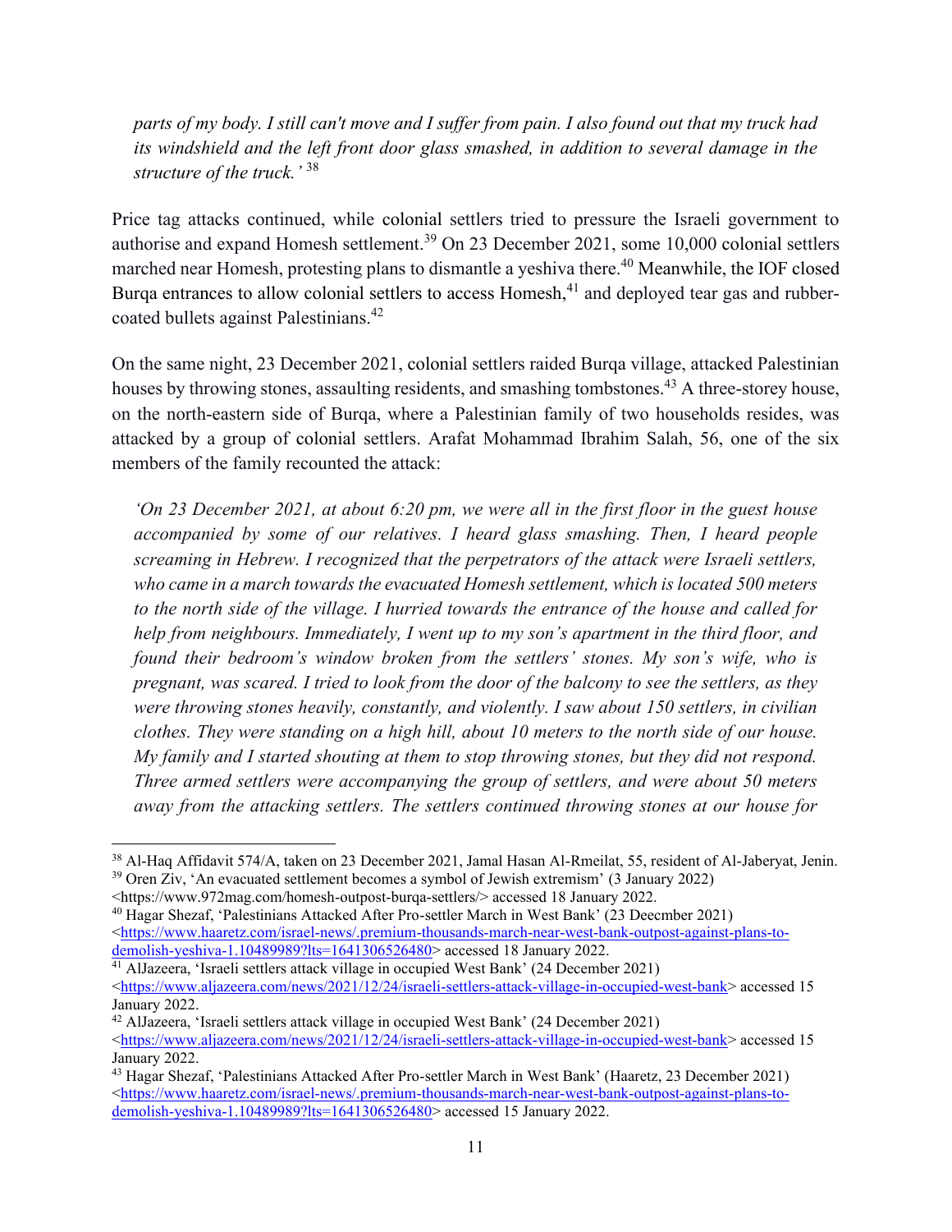*parts of my body. I still can't move and I suffer from pain. I also found out that my truck had its windshield and the left front door glass smashed, in addition to several damage in the structure of the truck.'* [38]

Price tag attacks continued, while colonial settlers tried to pressure the Israeli government to authorise and expand Homesh settlement.[39] On 23 December 2021, some 10,000 colonial settlers marched near Homesh, protesting plans to dismantle a yeshiva there.[40] Meanwhile, the IOF closed Burqa entrances to allow colonial settlers to access Homesh,[41] and deployed tear gas and rubber-coated bullets against Palestinians.[42]

On the same night, 23 December 2021, colonial settlers raided Burqa village, attacked Palestinian houses by throwing stones, assaulting residents, and smashing tombstones.[43] A three-storey house, on the north-eastern side of Burqa, where a Palestinian family of two households resides, was attacked by a group of colonial settlers. Arafat Mohammad Ibrahim Salah, 56, one of the six members of the family recounted the attack:

*'On 23 December 2021, at about 6:20 pm, we were all in the first floor in the guest house accompanied by some of our relatives. I heard glass smashing. Then, I heard people screaming in Hebrew. I recognized that the perpetrators of the attack were Israeli settlers, who came in a march towards the evacuated Homesh settlement, which is located 500 meters to the north side of the village. I hurried towards the entrance of the house and called for help from neighbours. Immediately, I went up to my son's apartment in the third floor, and found their bedroom's window broken from the settlers' stones. My son's wife, who is pregnant, was scared. I tried to look from the door of the balcony to see the settlers, as they were throwing stones heavily, constantly, and violently. I saw about 150 settlers, in civilian clothes. They were standing on a high hill, about 10 meters to the north side of our house. My family and I started shouting at them to stop throwing stones, but they did not respond. Three armed settlers were accompanying the group of settlers, and were about 50 meters away from the attacking settlers. The settlers continued throwing stones at our house for*

---

[38] Al-Haq Affidavit 574/A, taken on 23 December 2021, Jamal Hasan Al-Rmeilat, 55, resident of Al-Jaberyat, Jenin.

[39] Oren Ziv, 'An evacuated settlement becomes a symbol of Jewish extremism' (3 January 2022) <https://www.972mag.com/homesh-outpost-burqa-settlers/> accessed 18 January 2022.

[40] Hagar Shezaf, 'Palestinians Attacked After Pro-settler March in West Bank' (23 Deecmber 2021) <https://www.haaretz.com/israel-news/.premium-thousands-march-near-west-bank-outpost-against-plans-to-demolish-yeshiva-1.10489989?lts=1641306526480> accessed 18 January 2022.

[41] AlJazeera, 'Israeli settlers attack village in occupied West Bank' (24 December 2021) <https://www.aljazeera.com/news/2021/12/24/israeli-settlers-attack-village-in-occupied-west-bank> accessed 15 January 2022.

[42] AlJazeera, 'Israeli settlers attack village in occupied West Bank' (24 December 2021) <https://www.aljazeera.com/news/2021/12/24/israeli-settlers-attack-village-in-occupied-west-bank> accessed 15 January 2022.

[43] Hagar Shezaf, 'Palestinians Attacked After Pro-settler March in West Bank' (Haaretz, 23 December 2021) <https://www.haaretz.com/israel-news/.premium-thousands-march-near-west-bank-outpost-against-plans-to-demolish-yeshiva-1.10489989?lts=1641306526480> accessed 15 January 2022.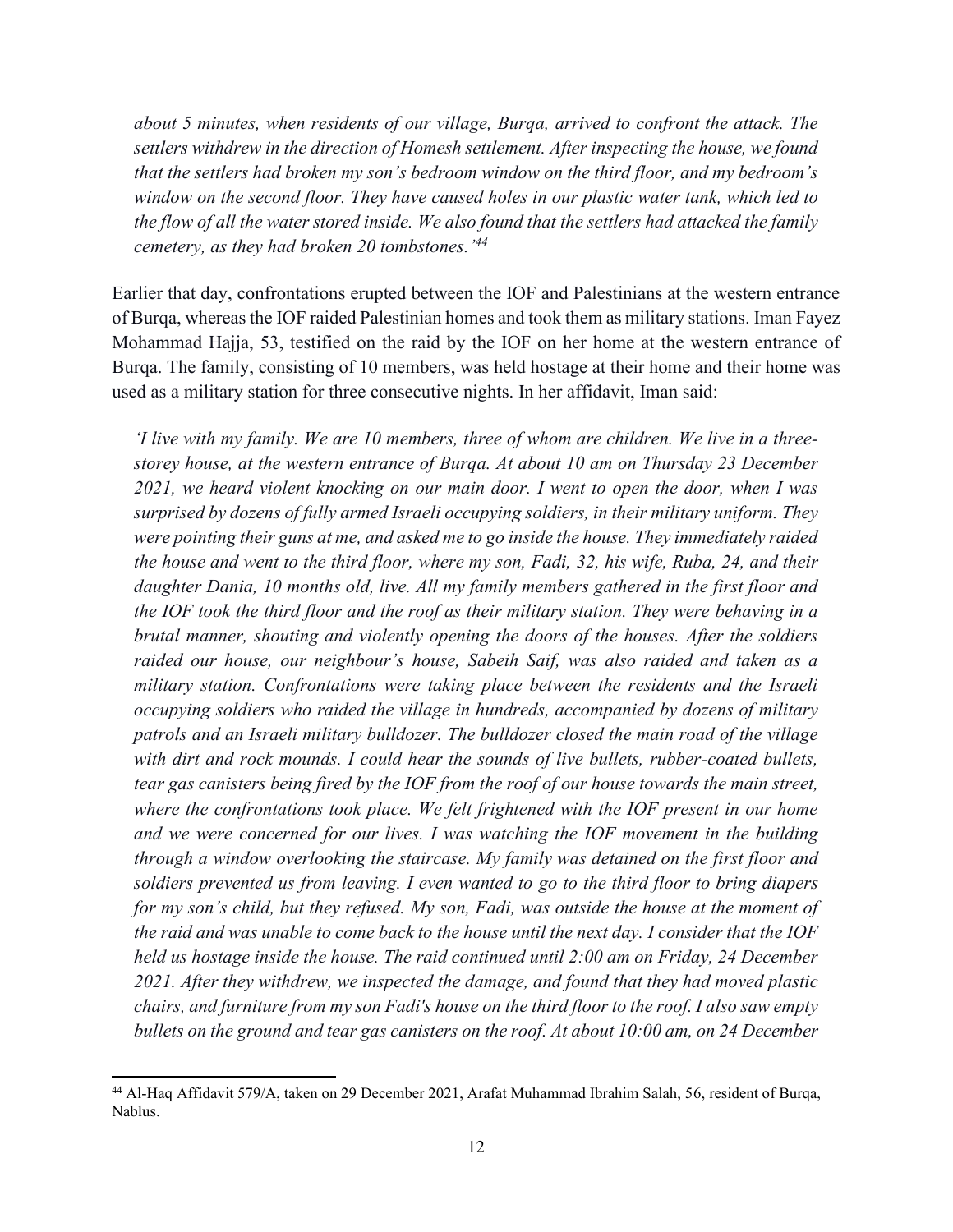*about 5 minutes, when residents of our village, Burqa, arrived to confront the attack. The settlers withdrew in the direction of Homesh settlement. After inspecting the house, we found that the settlers had broken my son's bedroom window on the third floor, and my bedroom's window on the second floor. They have caused holes in our plastic water tank, which led to the flow of all the water stored inside. We also found that the settlers had attacked the family cemetery, as they had broken 20 tombstones.'*[44]

Earlier that day, confrontations erupted between the IOF and Palestinians at the western entrance of Burqa, whereas the IOF raided Palestinian homes and took them as military stations. Iman Fayez Mohammad Hajja, 53, testified on the raid by the IOF on her home at the western entrance of Burqa. The family, consisting of 10 members, was held hostage at their home and their home was used as a military station for three consecutive nights. In her affidavit, Iman said:

*'I live with my family. We are 10 members, three of whom are children. We live in a three-storey house, at the western entrance of Burqa. At about 10 am on Thursday 23 December 2021, we heard violent knocking on our main door. I went to open the door, when I was surprised by dozens of fully armed Israeli occupying soldiers, in their military uniform. They were pointing their guns at me, and asked me to go inside the house. They immediately raided the house and went to the third floor, where my son, Fadi, 32, his wife, Ruba, 24, and their daughter Dania, 10 months old, live. All my family members gathered in the first floor and the IOF took the third floor and the roof as their military station. They were behaving in a brutal manner, shouting and violently opening the doors of the houses. After the soldiers raided our house, our neighbour's house, Sabeih Saif, was also raided and taken as a military station. Confrontations were taking place between the residents and the Israeli occupying soldiers who raided the village in hundreds, accompanied by dozens of military patrols and an Israeli military bulldozer. The bulldozer closed the main road of the village with dirt and rock mounds. I could hear the sounds of live bullets, rubber-coated bullets, tear gas canisters being fired by the IOF from the roof of our house towards the main street, where the confrontations took place. We felt frightened with the IOF present in our home and we were concerned for our lives. I was watching the IOF movement in the building through a window overlooking the staircase. My family was detained on the first floor and soldiers prevented us from leaving. I even wanted to go to the third floor to bring diapers for my son's child, but they refused. My son, Fadi, was outside the house at the moment of the raid and was unable to come back to the house until the next day. I consider that the IOF held us hostage inside the house. The raid continued until 2:00 am on Friday, 24 December 2021. After they withdrew, we inspected the damage, and found that they had moved plastic chairs, and furniture from my son Fadi's house on the third floor to the roof. I also saw empty bullets on the ground and tear gas canisters on the roof. At about 10:00 am, on 24 December*

---

[44] Al-Haq Affidavit 579/A, taken on 29 December 2021, Arafat Muhammad Ibrahim Salah, 56, resident of Burqa, Nablus.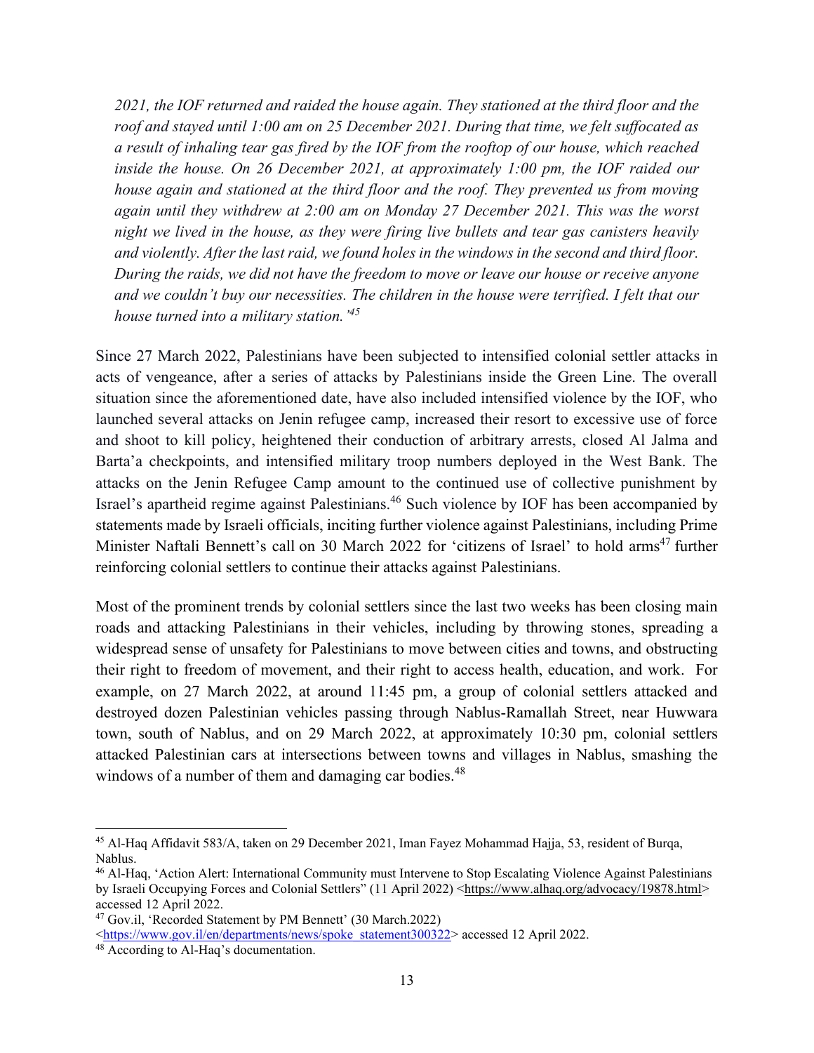*2021, the IOF returned and raided the house again. They stationed at the third floor and the roof and stayed until 1:00 am on 25 December 2021. During that time, we felt suffocated as a result of inhaling tear gas fired by the IOF from the rooftop of our house, which reached inside the house. On 26 December 2021, at approximately 1:00 pm, the IOF raided our house again and stationed at the third floor and the roof. They prevented us from moving again until they withdrew at 2:00 am on Monday 27 December 2021. This was the worst night we lived in the house, as they were firing live bullets and tear gas canisters heavily and violently. After the last raid, we found holes in the windows in the second and third floor. During the raids, we did not have the freedom to move or leave our house or receive anyone and we couldn't buy our necessities. The children in the house were terrified. I felt that our house turned into a military station.'*[45]

Since 27 March 2022, Palestinians have been subjected to intensified colonial settler attacks in acts of vengeance, after a series of attacks by Palestinians inside the Green Line. The overall situation since the aforementioned date, have also included intensified violence by the IOF, who launched several attacks on Jenin refugee camp, increased their resort to excessive use of force and shoot to kill policy, heightened their conduction of arbitrary arrests, closed Al Jalma and Barta'a checkpoints, and intensified military troop numbers deployed in the West Bank. The attacks on the Jenin Refugee Camp amount to the continued use of collective punishment by Israel's apartheid regime against Palestinians.[46] Such violence by IOF has been accompanied by statements made by Israeli officials, inciting further violence against Palestinians, including Prime Minister Naftali Bennett's call on 30 March 2022 for 'citizens of Israel' to hold arms[47] further reinforcing colonial settlers to continue their attacks against Palestinians.

Most of the prominent trends by colonial settlers since the last two weeks has been closing main roads and attacking Palestinians in their vehicles, including by throwing stones, spreading a widespread sense of unsafety for Palestinians to move between cities and towns, and obstructing their right to freedom of movement, and their right to access health, education, and work. For example, on 27 March 2022, at around 11:45 pm, a group of colonial settlers attacked and destroyed dozen Palestinian vehicles passing through Nablus-Ramallah Street, near Huwwara town, south of Nablus, and on 29 March 2022, at approximately 10:30 pm, colonial settlers attacked Palestinian cars at intersections between towns and villages in Nablus, smashing the windows of a number of them and damaging car bodies.[48]

---

[45] Al-Haq Affidavit 583/A, taken on 29 December 2021, Iman Fayez Mohammad Hajja, 53, resident of Burqa, Nablus.

[46] Al-Haq, 'Action Alert: International Community must Intervene to Stop Escalating Violence Against Palestinians by Israeli Occupying Forces and Colonial Settlers" (11 April 2022) <https://www.alhaq.org/advocacy/19878.html> accessed 12 April 2022.

[47] Gov.il, 'Recorded Statement by PM Bennett' (30 March.2022) <https://www.gov.il/en/departments/news/spoke_statement300322> accessed 12 April 2022.

[48] According to Al-Haq's documentation.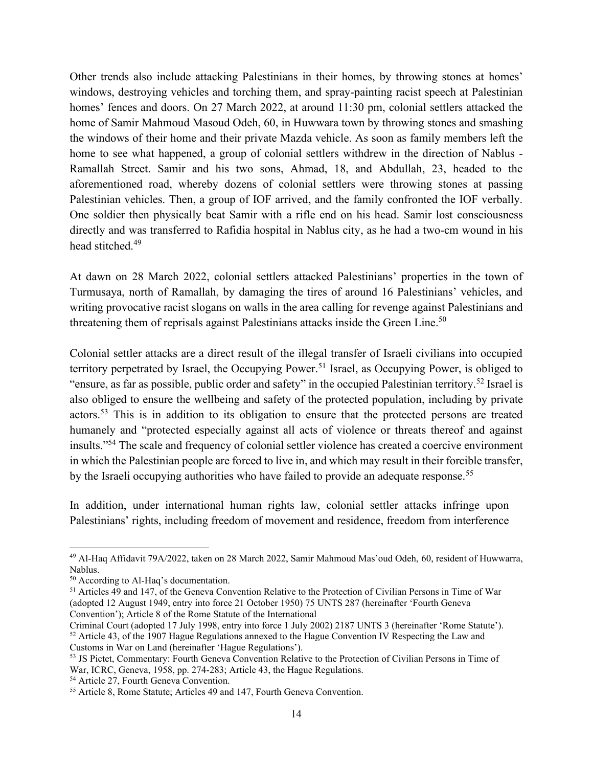Other trends also include attacking Palestinians in their homes, by throwing stones at homes' windows, destroying vehicles and torching them, and spray-painting racist speech at Palestinian homes' fences and doors. On 27 March 2022, at around 11:30 pm, colonial settlers attacked the home of Samir Mahmoud Masoud Odeh, 60, in Huwwara town by throwing stones and smashing the windows of their home and their private Mazda vehicle. As soon as family members left the home to see what happened, a group of colonial settlers withdrew in the direction of Nablus - Ramallah Street. Samir and his two sons, Ahmad, 18, and Abdullah, 23, headed to the aforementioned road, whereby dozens of colonial settlers were throwing stones at passing Palestinian vehicles. Then, a group of IOF arrived, and the family confronted the IOF verbally. One soldier then physically beat Samir with a rifle end on his head. Samir lost consciousness directly and was transferred to Rafidia hospital in Nablus city, as he had a two-cm wound in his head stitched.[49]

At dawn on 28 March 2022, colonial settlers attacked Palestinians' properties in the town of Turmusaya, north of Ramallah, by damaging the tires of around 16 Palestinians' vehicles, and writing provocative racist slogans on walls in the area calling for revenge against Palestinians and threatening them of reprisals against Palestinians attacks inside the Green Line.[50]

Colonial settler attacks are a direct result of the illegal transfer of Israeli civilians into occupied territory perpetrated by Israel, the Occupying Power.[51] Israel, as Occupying Power, is obliged to "ensure, as far as possible, public order and safety" in the occupied Palestinian territory.[52] Israel is also obliged to ensure the wellbeing and safety of the protected population, including by private actors.[53] This is in addition to its obligation to ensure that the protected persons are treated humanely and "protected especially against all acts of violence or threats thereof and against insults."[54] The scale and frequency of colonial settler violence has created a coercive environment in which the Palestinian people are forced to live in, and which may result in their forcible transfer, by the Israeli occupying authorities who have failed to provide an adequate response.[55]

In addition, under international human rights law, colonial settler attacks infringe upon Palestinians' rights, including freedom of movement and residence, freedom from interference

---

[49] Al-Haq Affidavit 79A/2022, taken on 28 March 2022, Samir Mahmoud Mas'oud Odeh, 60, resident of Huwwarra, Nablus.

[50] According to Al-Haq's documentation.

[51] Articles 49 and 147, of the Geneva Convention Relative to the Protection of Civilian Persons in Time of War (adopted 12 August 1949, entry into force 21 October 1950) 75 UNTS 287 (hereinafter 'Fourth Geneva Convention'); Article 8 of the Rome Statute of the International Criminal Court (adopted 17 July 1998, entry into force 1 July 2002) 2187 UNTS 3 (hereinafter 'Rome Statute').

[52] Article 43, of the 1907 Hague Regulations annexed to the Hague Convention IV Respecting the Law and Customs in War on Land (hereinafter 'Hague Regulations').

[53] JS Pictet, Commentary: Fourth Geneva Convention Relative to the Protection of Civilian Persons in Time of War, ICRC, Geneva, 1958, pp. 274-283; Article 43, the Hague Regulations.

[54] Article 27, Fourth Geneva Convention.

[55] Article 8, Rome Statute; Articles 49 and 147, Fourth Geneva Convention.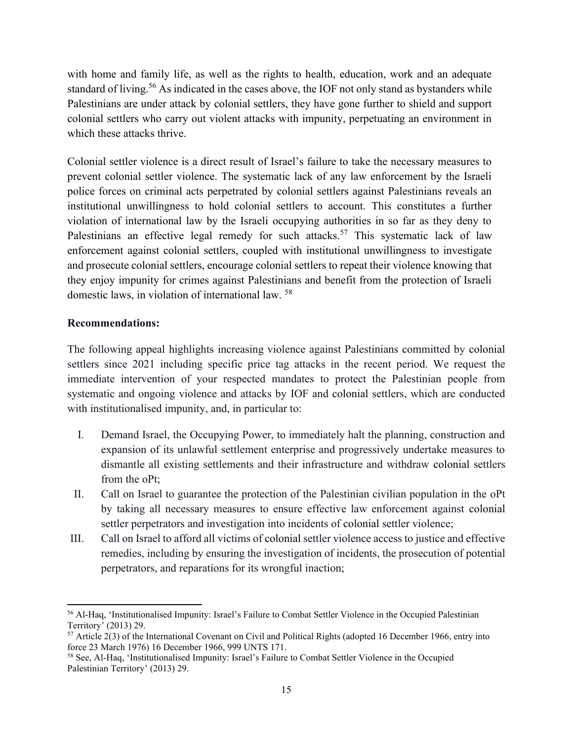with home and family life, as well as the rights to health, education, work and an adequate standard of living.[56] As indicated in the cases above, the IOF not only stand as bystanders while Palestinians are under attack by colonial settlers, they have gone further to shield and support colonial settlers who carry out violent attacks with impunity, perpetuating an environment in which these attacks thrive.

Colonial settler violence is a direct result of Israel's failure to take the necessary measures to prevent colonial settler violence. The systematic lack of any law enforcement by the Israeli police forces on criminal acts perpetrated by colonial settlers against Palestinians reveals an institutional unwillingness to hold colonial settlers to account. This constitutes a further violation of international law by the Israeli occupying authorities in so far as they deny to Palestinians an effective legal remedy for such attacks.[57] This systematic lack of law enforcement against colonial settlers, coupled with institutional unwillingness to investigate and prosecute colonial settlers, encourage colonial settlers to repeat their violence knowing that they enjoy impunity for crimes against Palestinians and benefit from the protection of Israeli domestic laws, in violation of international law. [58]

**Recommendations:**

The following appeal highlights increasing violence against Palestinians committed by colonial settlers since 2021 including specific price tag attacks in the recent period. We request the immediate intervention of your respected mandates to protect the Palestinian people from systematic and ongoing violence and attacks by IOF and colonial settlers, which are conducted with institutionalised impunity, and, in particular to:

I. Demand Israel, the Occupying Power, to immediately halt the planning, construction and expansion of its unlawful settlement enterprise and progressively undertake measures to dismantle all existing settlements and their infrastructure and withdraw colonial settlers from the oPt;

II. Call on Israel to guarantee the protection of the Palestinian civilian population in the oPt by taking all necessary measures to ensure effective law enforcement against colonial settler perpetrators and investigation into incidents of colonial settler violence;

III. Call on Israel to afford all victims of colonial settler violence access to justice and effective remedies, including by ensuring the investigation of incidents, the prosecution of potential perpetrators, and reparations for its wrongful inaction;

---

[56] Al-Haq, 'Institutionalised Impunity: Israel's Failure to Combat Settler Violence in the Occupied Palestinian Territory' (2013) 29.

[57] Article 2(3) of the International Covenant on Civil and Political Rights (adopted 16 December 1966, entry into force 23 March 1976) 16 December 1966, 999 UNTS 171.

[58] See, Al-Haq, 'Institutionalised Impunity: Israel's Failure to Combat Settler Violence in the Occupied Palestinian Territory' (2013) 29.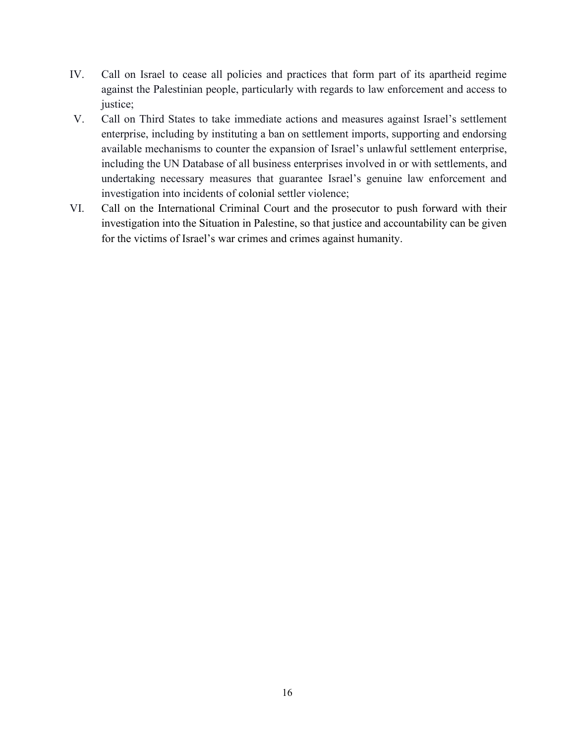IV. Call on Israel to cease all policies and practices that form part of its apartheid regime against the Palestinian people, particularly with regards to law enforcement and access to justice;

V. Call on Third States to take immediate actions and measures against Israel's settlement enterprise, including by instituting a ban on settlement imports, supporting and endorsing available mechanisms to counter the expansion of Israel's unlawful settlement enterprise, including the UN Database of all business enterprises involved in or with settlements, and undertaking necessary measures that guarantee Israel's genuine law enforcement and investigation into incidents of colonial settler violence;

VI. Call on the International Criminal Court and the prosecutor to push forward with their investigation into the Situation in Palestine, so that justice and accountability can be given for the victims of Israel's war crimes and crimes against humanity.